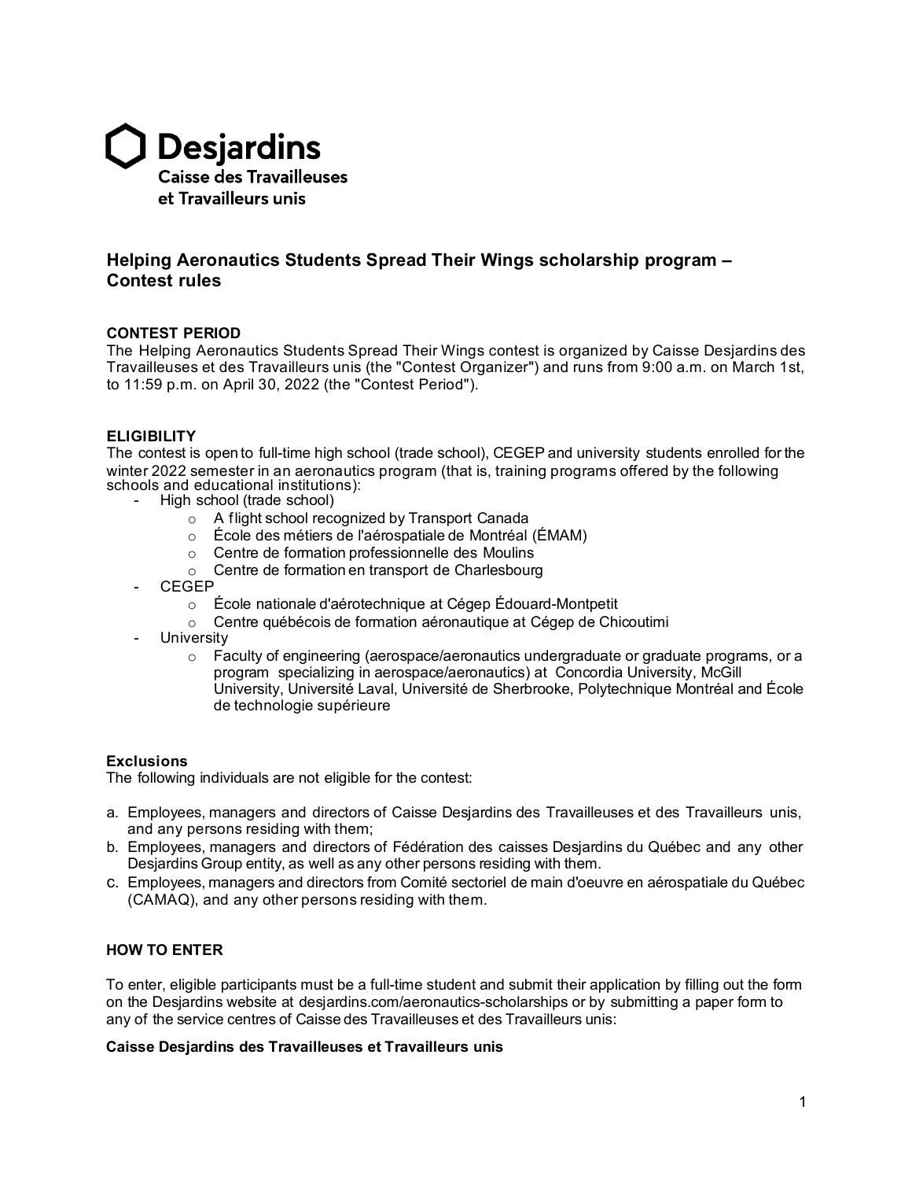**Desjardins**
**Caisse des Travailleuses et Travailleurs unis**

## Helping Aeronautics Students Spread Their Wings scholarship program – Contest rules

### CONTEST PERIOD

The Helping Aeronautics Students Spread Their Wings contest is organized by Caisse Desjardins des Travailleuses et des Travailleurs unis (the "Contest Organizer") and runs from 9:00 a.m. on March 1st, to 11:59 p.m. on April 30, 2022 (the "Contest Period").

### ELIGIBILITY

The contest is open to full-time high school (trade school), CEGEP and university students enrolled for the winter 2022 semester in an aeronautics program (that is, training programs offered by the following schools and educational institutions):

- High school (trade school)
  - A flight school recognized by Transport Canada
  - École des métiers de l'aérospatiale de Montréal (ÉMAM)
  - Centre de formation professionnelle des Moulins
  - Centre de formation en transport de Charlesbourg
- CEGEP
  - École nationale d'aérotechnique at Cégep Édouard-Montpetit
  - Centre québécois de formation aéronautique at Cégep de Chicoutimi
- University
  - Faculty of engineering (aerospace/aeronautics undergraduate or graduate programs, or a program specializing in aerospace/aeronautics) at Concordia University, McGill University, Université Laval, Université de Sherbrooke, Polytechnique Montréal and École de technologie supérieure

### Exclusions

The following individuals are not eligible for the contest:

a. Employees, managers and directors of Caisse Desjardins des Travailleuses et des Travailleurs unis, and any persons residing with them;
b. Employees, managers and directors of Fédération des caisses Desjardins du Québec and any other Desjardins Group entity, as well as any other persons residing with them.
c. Employees, managers and directors from Comité sectoriel de main d'oeuvre en aérospatiale du Québec (CAMAQ), and any other persons residing with them.

### HOW TO ENTER

To enter, eligible participants must be a full-time student and submit their application by filling out the form on the Desjardins website at desjardins.com/aeronautics-scholarships or by submitting a paper form to any of the service centres of Caisse des Travailleuses et des Travailleurs unis:

**Caisse Desjardins des Travailleuses et Travailleurs unis**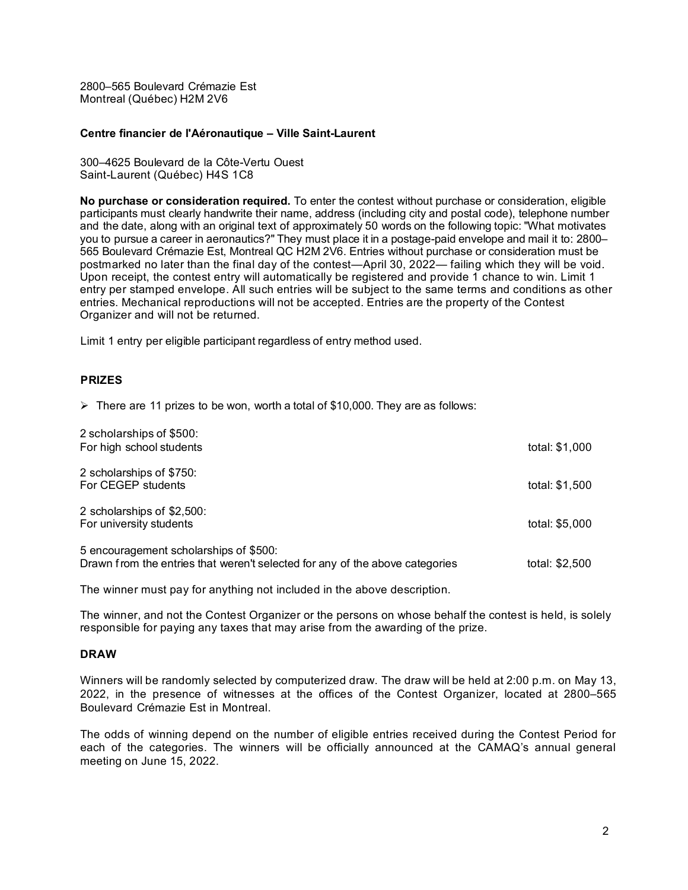2800–565 Boulevard Crémazie Est
Montreal (Québec) H2M 2V6

**Centre financier de l'Aéronautique – Ville Saint-Laurent**

300–4625 Boulevard de la Côte-Vertu Ouest
Saint-Laurent (Québec) H4S 1C8

**No purchase or consideration required.** To enter the contest without purchase or consideration, eligible participants must clearly handwrite their name, address (including city and postal code), telephone number and the date, along with an original text of approximately 50 words on the following topic: "What motivates you to pursue a career in aeronautics?" They must place it in a postage-paid envelope and mail it to: 2800–565 Boulevard Crémazie Est, Montreal QC H2M 2V6. Entries without purchase or consideration must be postmarked no later than the final day of the contest—April 30, 2022— failing which they will be void. Upon receipt, the contest entry will automatically be registered and provide 1 chance to win. Limit 1 entry per stamped envelope. All such entries will be subject to the same terms and conditions as other entries. Mechanical reproductions will not be accepted. Entries are the property of the Contest Organizer and will not be returned.

Limit 1 entry per eligible participant regardless of entry method used.

## PRIZES

- There are 11 prizes to be won, worth a total of $10,000. They are as follows:

| | |
|---|---|
| 2 scholarships of $500:<br>For high school students | total: $1,000 |
| 2 scholarships of $750:<br>For CEGEP students | total: $1,500 |
| 2 scholarships of $2,500:<br>For university students | total: $5,000 |
| 5 encouragement scholarships of $500:<br>Drawn from the entries that weren't selected for any of the above categories | total: $2,500 |

The winner must pay for anything not included in the above description.

The winner, and not the Contest Organizer or the persons on whose behalf the contest is held, is solely responsible for paying any taxes that may arise from the awarding of the prize.

## DRAW

Winners will be randomly selected by computerized draw. The draw will be held at 2:00 p.m. on May 13, 2022, in the presence of witnesses at the offices of the Contest Organizer, located at 2800–565 Boulevard Crémazie Est in Montreal.

The odds of winning depend on the number of eligible entries received during the Contest Period for each of the categories. The winners will be officially announced at the CAMAQ's annual general meeting on June 15, 2022.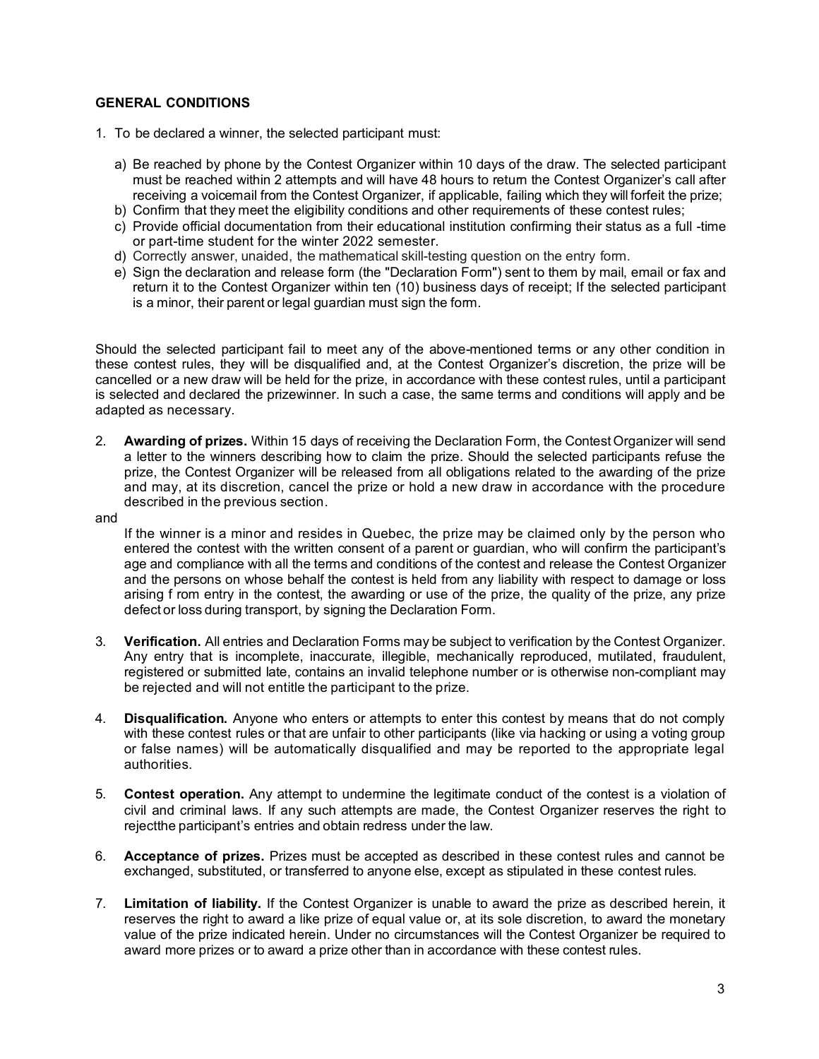**GENERAL CONDITIONS**

1. To be declared a winner, the selected participant must:

   a) Be reached by phone by the Contest Organizer within 10 days of the draw. The selected participant must be reached within 2 attempts and will have 48 hours to return the Contest Organizer's call after receiving a voicemail from the Contest Organizer, if applicable, failing which they will forfeit the prize;
   b) Confirm that they meet the eligibility conditions and other requirements of these contest rules;
   c) Provide official documentation from their educational institution confirming their status as a full -time or part-time student for the winter 2022 semester.
   d) Correctly answer, unaided, the mathematical skill-testing question on the entry form.
   e) Sign the declaration and release form (the "Declaration Form") sent to them by mail, email or fax and return it to the Contest Organizer within ten (10) business days of receipt; If the selected participant is a minor, their parent or legal guardian must sign the form.

Should the selected participant fail to meet any of the above-mentioned terms or any other condition in these contest rules, they will be disqualified and, at the Contest Organizer's discretion, the prize will be cancelled or a new draw will be held for the prize, in accordance with these contest rules, until a participant is selected and declared the prizewinner. In such a case, the same terms and conditions will apply and be adapted as necessary.

2. **Awarding of prizes.** Within 15 days of receiving the Declaration Form, the Contest Organizer will send a letter to the winners describing how to claim the prize. Should the selected participants refuse the prize, the Contest Organizer will be released from all obligations related to the awarding of the prize and may, at its discretion, cancel the prize or hold a new draw in accordance with the procedure described in the previous section.

and

   If the winner is a minor and resides in Quebec, the prize may be claimed only by the person who entered the contest with the written consent of a parent or guardian, who will confirm the participant's age and compliance with all the terms and conditions of the contest and release the Contest Organizer and the persons on whose behalf the contest is held from any liability with respect to damage or loss arising f rom entry in the contest, the awarding or use of the prize, the quality of the prize, any prize defect or loss during transport, by signing the Declaration Form.

3. **Verification.** All entries and Declaration Forms may be subject to verification by the Contest Organizer. Any entry that is incomplete, inaccurate, illegible, mechanically reproduced, mutilated, fraudulent, registered or submitted late, contains an invalid telephone number or is otherwise non-compliant may be rejected and will not entitle the participant to the prize.

4. **Disqualification.** Anyone who enters or attempts to enter this contest by means that do not comply with these contest rules or that are unfair to other participants (like via hacking or using a voting group or false names) will be automatically disqualified and may be reported to the appropriate legal authorities.

5. **Contest operation.** Any attempt to undermine the legitimate conduct of the contest is a violation of civil and criminal laws. If any such attempts are made, the Contest Organizer reserves the right to rejectthe participant's entries and obtain redress under the law.

6. **Acceptance of prizes.** Prizes must be accepted as described in these contest rules and cannot be exchanged, substituted, or transferred to anyone else, except as stipulated in these contest rules.

7. **Limitation of liability.** If the Contest Organizer is unable to award the prize as described herein, it reserves the right to award a like prize of equal value or, at its sole discretion, to award the monetary value of the prize indicated herein. Under no circumstances will the Contest Organizer be required to award more prizes or to award a prize other than in accordance with these contest rules.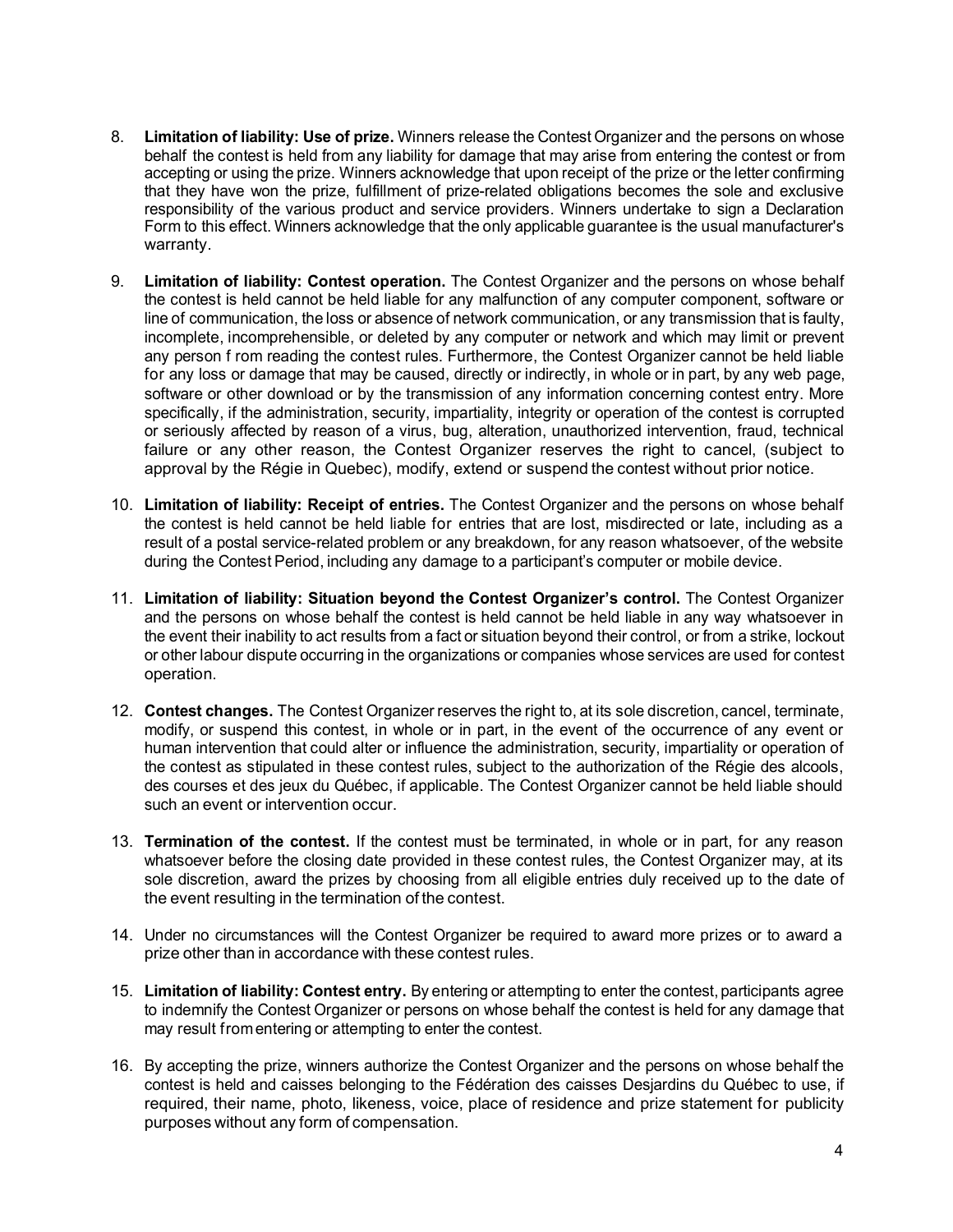8. **Limitation of liability: Use of prize.** Winners release the Contest Organizer and the persons on whose behalf the contest is held from any liability for damage that may arise from entering the contest or from accepting or using the prize. Winners acknowledge that upon receipt of the prize or the letter confirming that they have won the prize, fulfillment of prize-related obligations becomes the sole and exclusive responsibility of the various product and service providers. Winners undertake to sign a Declaration Form to this effect. Winners acknowledge that the only applicable guarantee is the usual manufacturer's warranty.

9. **Limitation of liability: Contest operation.** The Contest Organizer and the persons on whose behalf the contest is held cannot be held liable for any malfunction of any computer component, software or line of communication, the loss or absence of network communication, or any transmission that is faulty, incomplete, incomprehensible, or deleted by any computer or network and which may limit or prevent any person from reading the contest rules. Furthermore, the Contest Organizer cannot be held liable for any loss or damage that may be caused, directly or indirectly, in whole or in part, by any web page, software or other download or by the transmission of any information concerning contest entry. More specifically, if the administration, security, impartiality, integrity or operation of the contest is corrupted or seriously affected by reason of a virus, bug, alteration, unauthorized intervention, fraud, technical failure or any other reason, the Contest Organizer reserves the right to cancel, (subject to approval by the Régie in Quebec), modify, extend or suspend the contest without prior notice.

10. **Limitation of liability: Receipt of entries.** The Contest Organizer and the persons on whose behalf the contest is held cannot be held liable for entries that are lost, misdirected or late, including as a result of a postal service-related problem or any breakdown, for any reason whatsoever, of the website during the Contest Period, including any damage to a participant's computer or mobile device.

11. **Limitation of liability: Situation beyond the Contest Organizer's control.** The Contest Organizer and the persons on whose behalf the contest is held cannot be held liable in any way whatsoever in the event their inability to act results from a fact or situation beyond their control, or from a strike, lockout or other labour dispute occurring in the organizations or companies whose services are used for contest operation.

12. **Contest changes.** The Contest Organizer reserves the right to, at its sole discretion, cancel, terminate, modify, or suspend this contest, in whole or in part, in the event of the occurrence of any event or human intervention that could alter or influence the administration, security, impartiality or operation of the contest as stipulated in these contest rules, subject to the authorization of the Régie des alcools, des courses et des jeux du Québec, if applicable. The Contest Organizer cannot be held liable should such an event or intervention occur.

13. **Termination of the contest.** If the contest must be terminated, in whole or in part, for any reason whatsoever before the closing date provided in these contest rules, the Contest Organizer may, at its sole discretion, award the prizes by choosing from all eligible entries duly received up to the date of the event resulting in the termination of the contest.

14. Under no circumstances will the Contest Organizer be required to award more prizes or to award a prize other than in accordance with these contest rules.

15. **Limitation of liability: Contest entry.** By entering or attempting to enter the contest, participants agree to indemnify the Contest Organizer or persons on whose behalf the contest is held for any damage that may result from entering or attempting to enter the contest.

16. By accepting the prize, winners authorize the Contest Organizer and the persons on whose behalf the contest is held and caisses belonging to the Fédération des caisses Desjardins du Québec to use, if required, their name, photo, likeness, voice, place of residence and prize statement for publicity purposes without any form of compensation.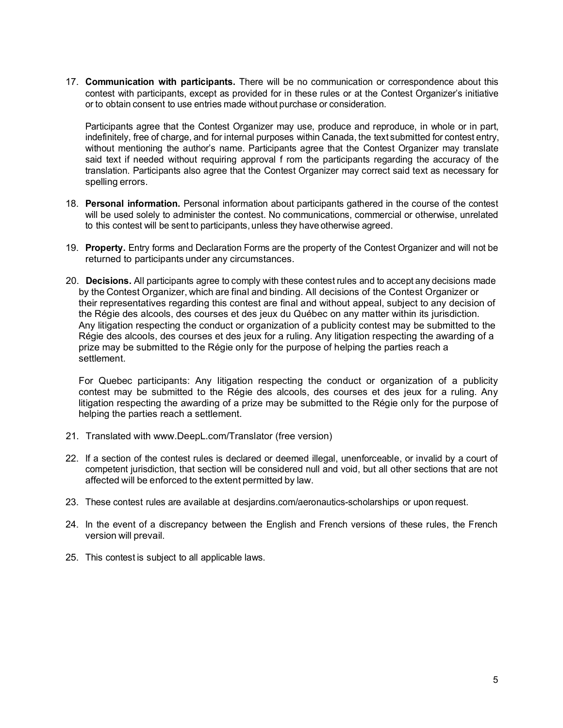17. **Communication with participants.** There will be no communication or correspondence about this contest with participants, except as provided for in these rules or at the Contest Organizer's initiative or to obtain consent to use entries made without purchase or consideration.

    Participants agree that the Contest Organizer may use, produce and reproduce, in whole or in part, indefinitely, free of charge, and for internal purposes within Canada, the text submitted for contest entry, without mentioning the author's name. Participants agree that the Contest Organizer may translate said text if needed without requiring approval f rom the participants regarding the accuracy of the translation. Participants also agree that the Contest Organizer may correct said text as necessary for spelling errors.

18. **Personal information.** Personal information about participants gathered in the course of the contest will be used solely to administer the contest. No communications, commercial or otherwise, unrelated to this contest will be sent to participants, unless they have otherwise agreed.

19. **Property.** Entry forms and Declaration Forms are the property of the Contest Organizer and will not be returned to participants under any circumstances.

20. **Decisions.** All participants agree to comply with these contest rules and to accept any decisions made by the Contest Organizer, which are final and binding. All decisions of the Contest Organizer or their representatives regarding this contest are final and without appeal, subject to any decision of the Régie des alcools, des courses et des jeux du Québec on any matter within its jurisdiction. Any litigation respecting the conduct or organization of a publicity contest may be submitted to the Régie des alcools, des courses et des jeux for a ruling. Any litigation respecting the awarding of a prize may be submitted to the Régie only for the purpose of helping the parties reach a settlement.

    For Quebec participants: Any litigation respecting the conduct or organization of a publicity contest may be submitted to the Régie des alcools, des courses et des jeux for a ruling. Any litigation respecting the awarding of a prize may be submitted to the Régie only for the purpose of helping the parties reach a settlement.

21. Translated with www.DeepL.com/Translator (free version)

22. If a section of the contest rules is declared or deemed illegal, unenforceable, or invalid by a court of competent jurisdiction, that section will be considered null and void, but all other sections that are not affected will be enforced to the extent permitted by law.

23. These contest rules are available at desjardins.com/aeronautics-scholarships or upon request.

24. In the event of a discrepancy between the English and French versions of these rules, the French version will prevail.

25. This contest is subject to all applicable laws.